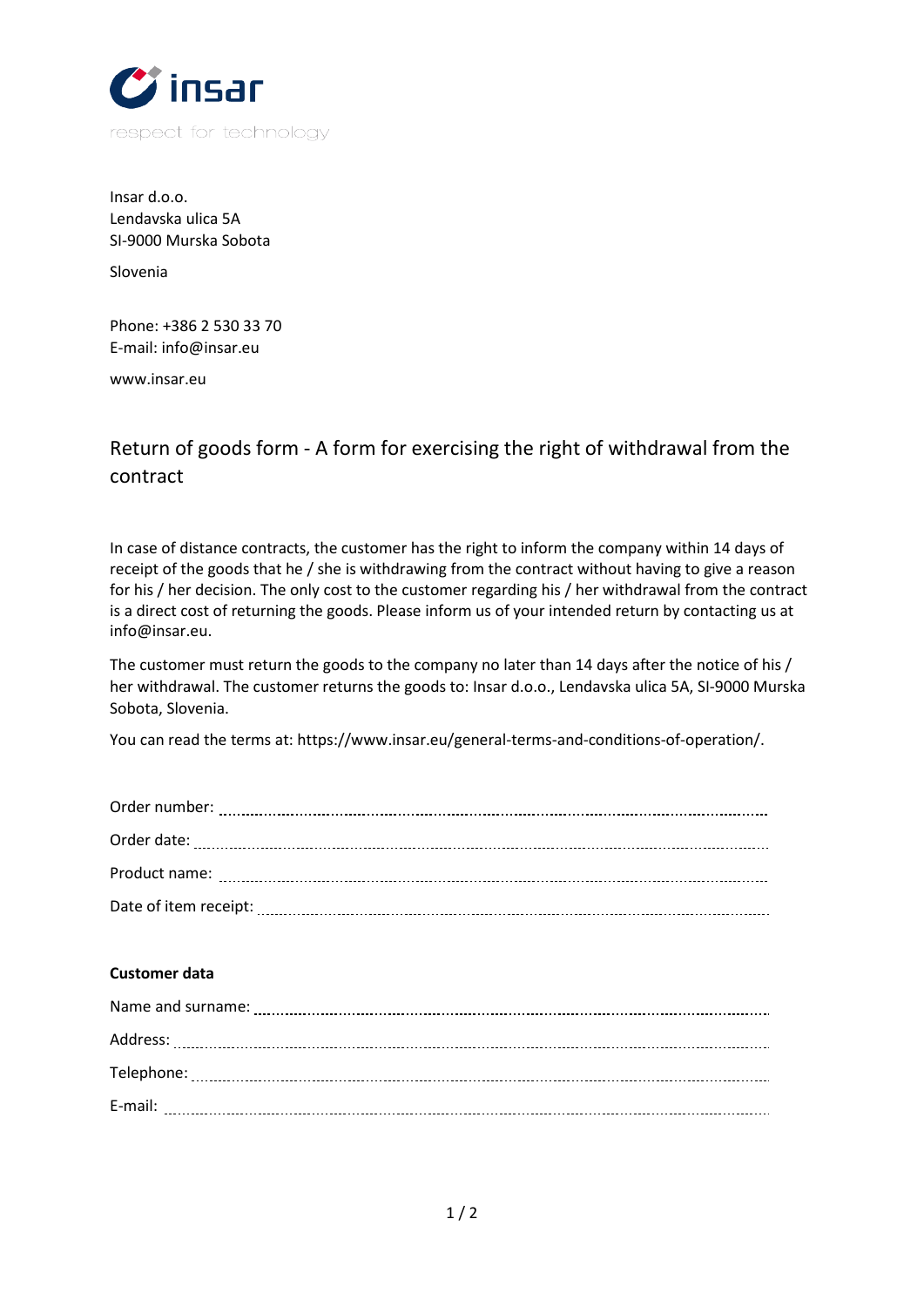insar

respect for technology

Insar d.o.o.
Lendavska ulica 5A
SI-9000 Murska Sobota

Slovenia

Phone: +386 2 530 33 70
E-mail: info@insar.eu

www.insar.eu

# Return of goods form - A form for exercising the right of withdrawal from the contract

In case of distance contracts, the customer has the right to inform the company within 14 days of receipt of the goods that he / she is withdrawing from the contract without having to give a reason for his / her decision. The only cost to the customer regarding his / her withdrawal from the contract is a direct cost of returning the goods. Please inform us of your intended return by contacting us at info@insar.eu.

The customer must return the goods to the company no later than 14 days after the notice of his / her withdrawal. The customer returns the goods to: Insar d.o.o., Lendavska ulica 5A, SI-9000 Murska Sobota, Slovenia.

You can read the terms at: https://www.insar.eu/general-terms-and-conditions-of-operation/.

Order number: ..............................................................................................

Order date: ..............................................................................................

Product name: ..............................................................................................

Date of item receipt: ..............................................................................................

**Customer data**

Name and surname: ..............................................................................................

Address: ..............................................................................................

Telephone: ..............................................................................................

E-mail: ..............................................................................................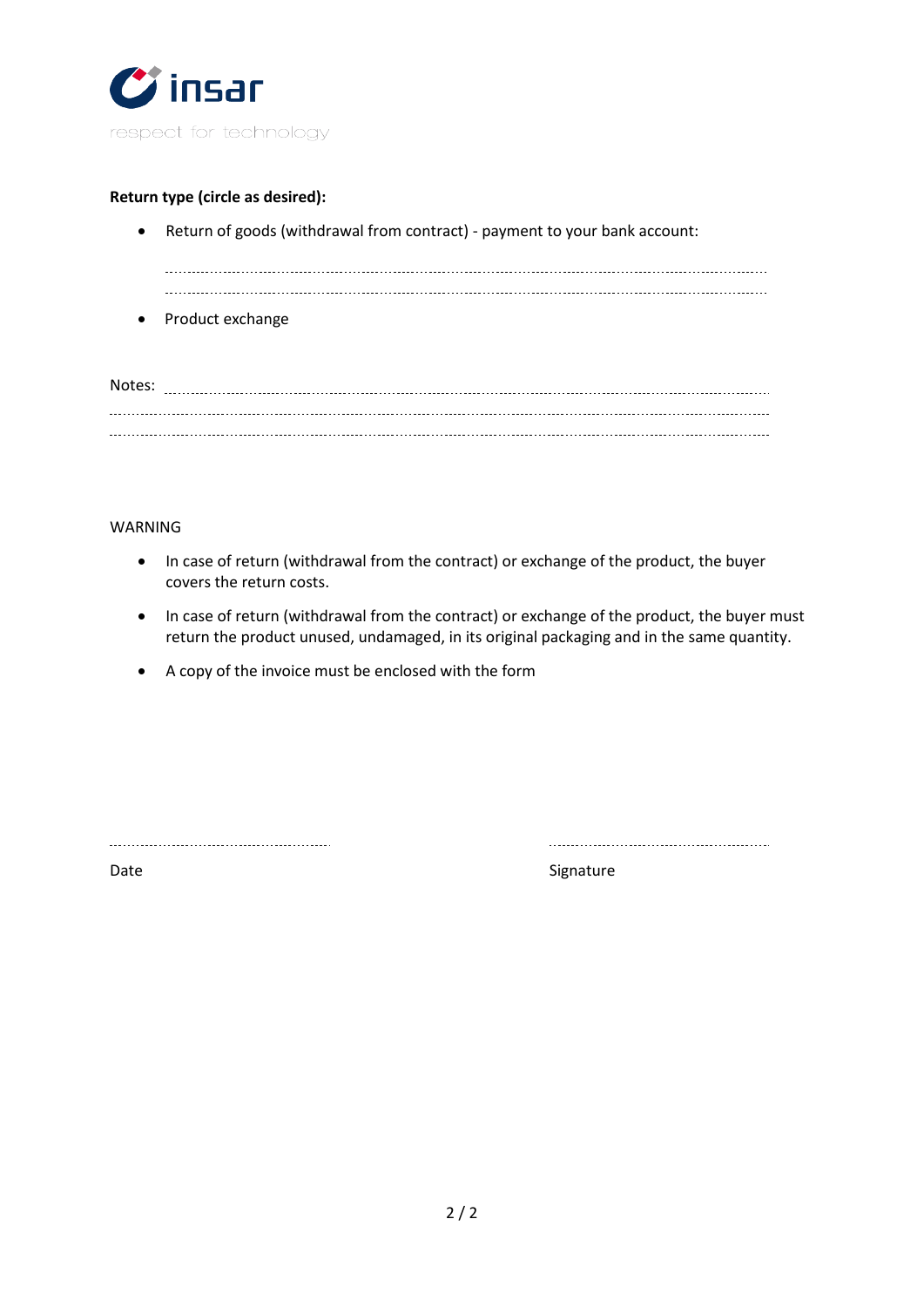insar

respect for technology

**Return type (circle as desired):**

- Return of goods (withdrawal from contract) - payment to your bank account:

  ..............................................................................................................................

  ..............................................................................................................................

- Product exchange

Notes: ..............................................................................................................................

..............................................................................................................................

..............................................................................................................................

WARNING

- In case of return (withdrawal from the contract) or exchange of the product, the buyer covers the return costs.
- In case of return (withdrawal from the contract) or exchange of the product, the buyer must return the product unused, undamaged, in its original packaging and in the same quantity.
- A copy of the invoice must be enclosed with the form

| | |
|---|---|
| .............................................. | .............................................. |
| Date | Signature |